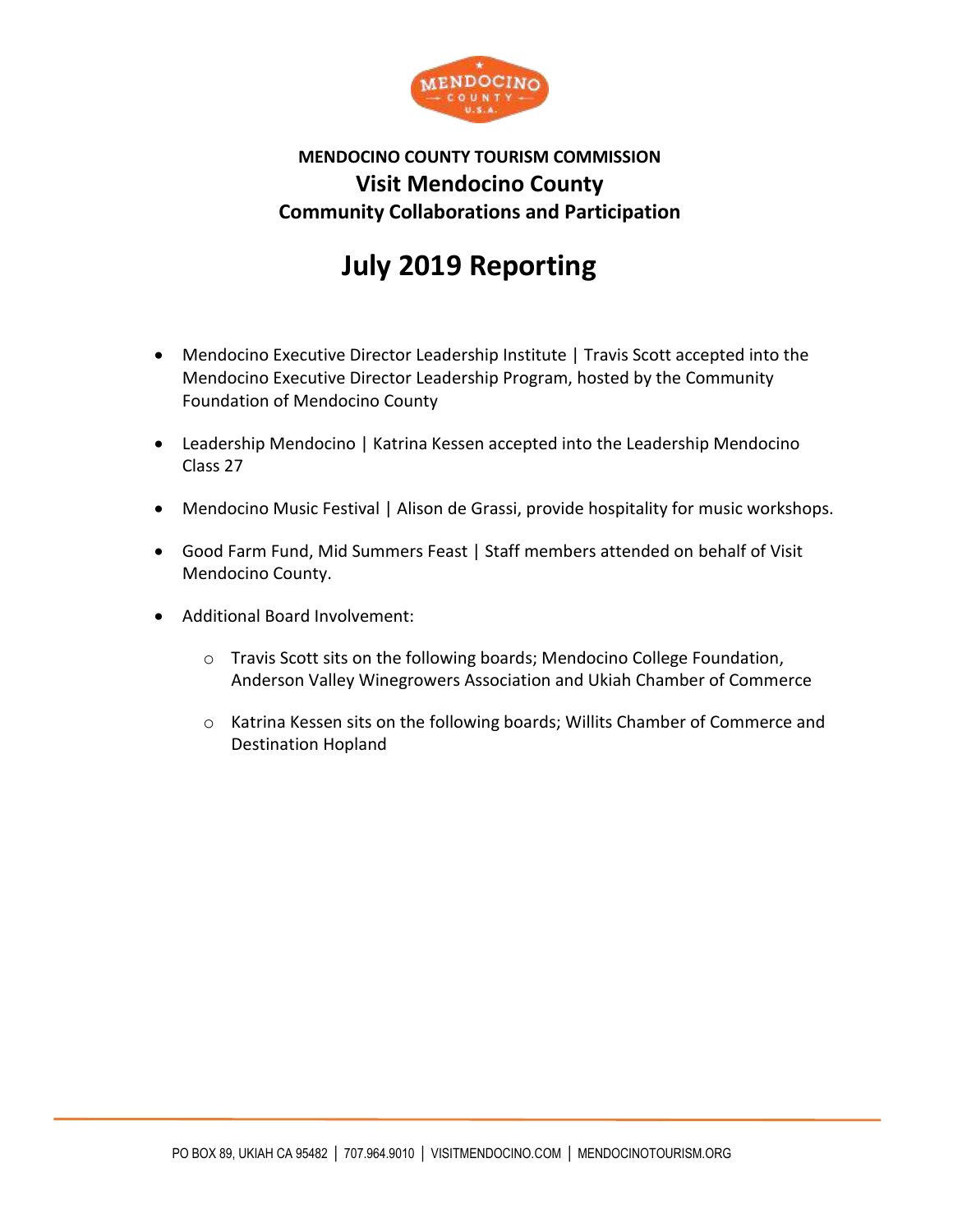**MENDOCINO COUNTY TOURISM COMMISSION**

## Visit Mendocino County

### Community Collaborations and Participation

# July 2019 Reporting

- Mendocino Executive Director Leadership Institute | Travis Scott accepted into the Mendocino Executive Director Leadership Program, hosted by the Community Foundation of Mendocino County
- Leadership Mendocino | Katrina Kessen accepted into the Leadership Mendocino Class 27
- Mendocino Music Festival | Alison de Grassi, provide hospitality for music workshops.
- Good Farm Fund, Mid Summers Feast | Staff members attended on behalf of Visit Mendocino County.
- Additional Board Involvement:
  - Travis Scott sits on the following boards; Mendocino College Foundation, Anderson Valley Winegrowers Association and Ukiah Chamber of Commerce
  - Katrina Kessen sits on the following boards; Willits Chamber of Commerce and Destination Hopland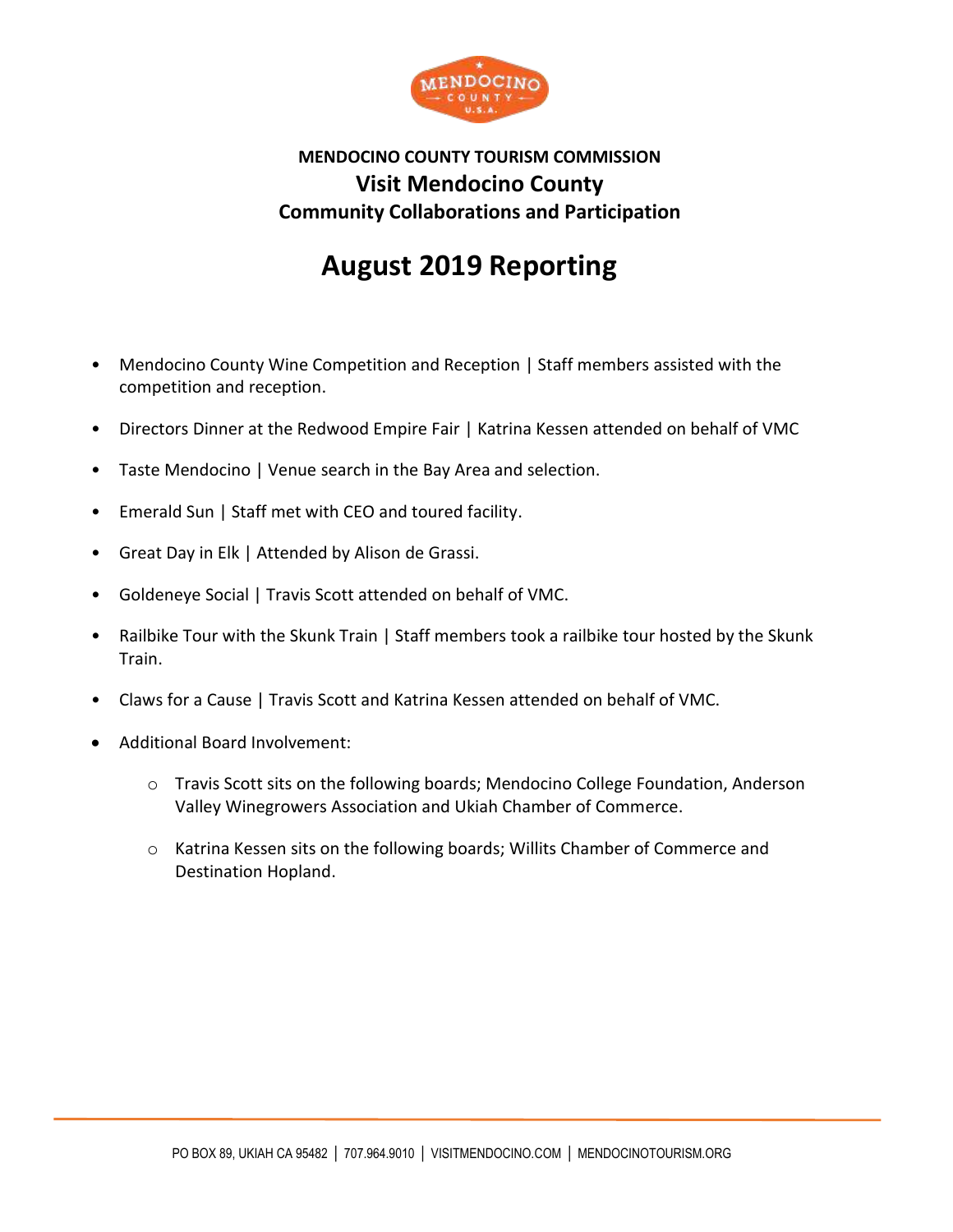**MENDOCINO COUNTY TOURISM COMMISSION**

## Visit Mendocino County

### Community Collaborations and Participation

# August 2019 Reporting

- Mendocino County Wine Competition and Reception | Staff members assisted with the competition and reception.
- Directors Dinner at the Redwood Empire Fair | Katrina Kessen attended on behalf of VMC
- Taste Mendocino | Venue search in the Bay Area and selection.
- Emerald Sun | Staff met with CEO and toured facility.
- Great Day in Elk | Attended by Alison de Grassi.
- Goldeneye Social | Travis Scott attended on behalf of VMC.
- Railbike Tour with the Skunk Train | Staff members took a railbike tour hosted by the Skunk Train.
- Claws for a Cause | Travis Scott and Katrina Kessen attended on behalf of VMC.
- Additional Board Involvement:
  - Travis Scott sits on the following boards; Mendocino College Foundation, Anderson Valley Winegrowers Association and Ukiah Chamber of Commerce.
  - Katrina Kessen sits on the following boards; Willits Chamber of Commerce and Destination Hopland.